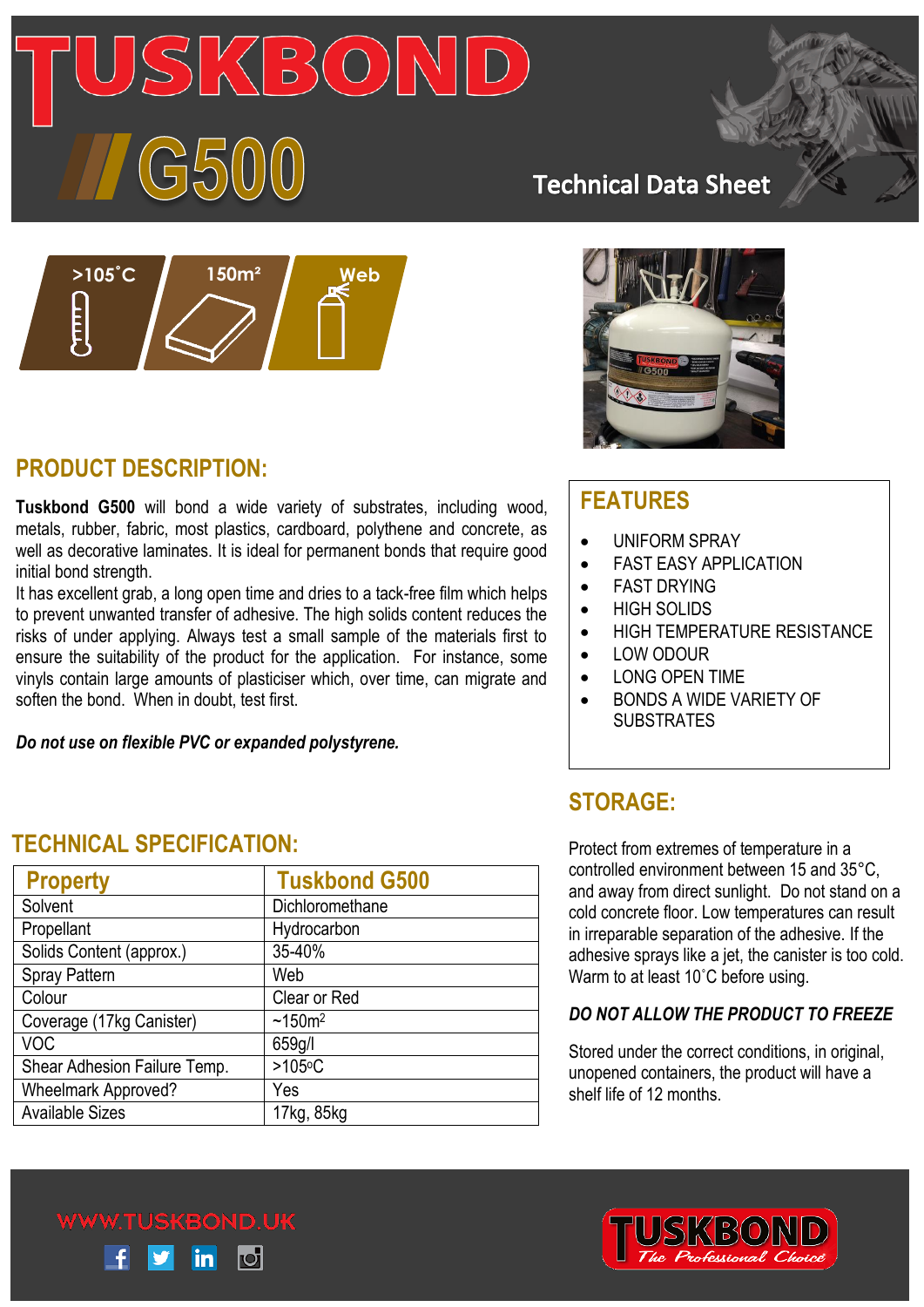# TUSKBOND G500

Technical Data Sheet

>105˚C | 150m² | Web

## PRODUCT DESCRIPTION:

**Tuskbond G500** will bond a wide variety of substrates, including wood, metals, rubber, fabric, most plastics, cardboard, polythene and concrete, as well as decorative laminates. It is ideal for permanent bonds that require good initial bond strength.
It has excellent grab, a long open time and dries to a tack-free film which helps to prevent unwanted transfer of adhesive. The high solids content reduces the risks of under applying. Always test a small sample of the materials first to ensure the suitability of the product for the application. For instance, some vinyls contain large amounts of plasticiser which, over time, can migrate and soften the bond. When in doubt, test first.

***Do not use on flexible PVC or expanded polystyrene.***

## FEATURES

- UNIFORM SPRAY
- FAST EASY APPLICATION
- FAST DRYING
- HIGH SOLIDS
- HIGH TEMPERATURE RESISTANCE
- LOW ODOUR
- LONG OPEN TIME
- BONDS A WIDE VARIETY OF SUBSTRATES

## TECHNICAL SPECIFICATION:

| Property | Tuskbond G500 |
|---|---|
| Solvent | Dichloromethane |
| Propellant | Hydrocarbon |
| Solids Content (approx.) | 35-40% |
| Spray Pattern | Web |
| Colour | Clear or Red |
| Coverage (17kg Canister) | ~150m² |
| VOC | 659g/l |
| Shear Adhesion Failure Temp. | >105ºC |
| Wheelmark Approved? | Yes |
| Available Sizes | 17kg, 85kg |

## STORAGE:

Protect from extremes of temperature in a controlled environment between 15 and 35°C, and away from direct sunlight. Do not stand on a cold concrete floor. Low temperatures can result in irreparable separation of the adhesive. If the adhesive sprays like a jet, the canister is too cold. Warm to at least 10˚C before using.

***DO NOT ALLOW THE PRODUCT TO FREEZE***

Stored under the correct conditions, in original, unopened containers, the product will have a shelf life of 12 months.

WWW.TUSKBOND.UK

TUSKBOND The Professional Choice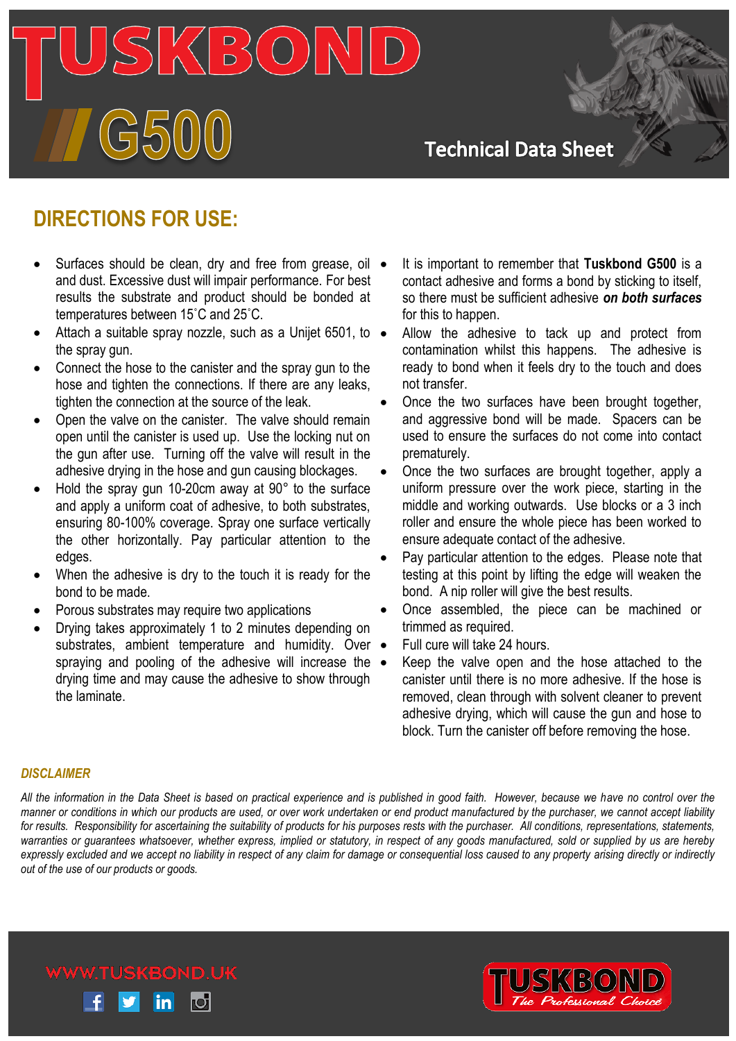# TUSKBOND G500

Technical Data Sheet

## DIRECTIONS FOR USE:

- Surfaces should be clean, dry and free from grease, oil and dust. Excessive dust will impair performance. For best results the substrate and product should be bonded at temperatures between 15˚C and 25˚C.
- Attach a suitable spray nozzle, such as a Unijet 6501, to the spray gun.
- Connect the hose to the canister and the spray gun to the hose and tighten the connections. If there are any leaks, tighten the connection at the source of the leak.
- Open the valve on the canister. The valve should remain open until the canister is used up. Use the locking nut on the gun after use. Turning off the valve will result in the adhesive drying in the hose and gun causing blockages.
- Hold the spray gun 10-20cm away at 90° to the surface and apply a uniform coat of adhesive, to both substrates, ensuring 80-100% coverage. Spray one surface vertically the other horizontally. Pay particular attention to the edges.
- When the adhesive is dry to the touch it is ready for the bond to be made.
- Porous substrates may require two applications
- Drying takes approximately 1 to 2 minutes depending on substrates, ambient temperature and humidity. Over spraying and pooling of the adhesive will increase the drying time and may cause the adhesive to show through the laminate.
- It is important to remember that **Tuskbond G500** is a contact adhesive and forms a bond by sticking to itself, so there must be sufficient adhesive ***on both surfaces*** for this to happen.
- Allow the adhesive to tack up and protect from contamination whilst this happens. The adhesive is ready to bond when it feels dry to the touch and does not transfer.
- Once the two surfaces have been brought together, and aggressive bond will be made. Spacers can be used to ensure the surfaces do not come into contact prematurely.
- Once the two surfaces are brought together, apply a uniform pressure over the work piece, starting in the middle and working outwards. Use blocks or a 3 inch roller and ensure the whole piece has been worked to ensure adequate contact of the adhesive.
- Pay particular attention to the edges. Please note that testing at this point by lifting the edge will weaken the bond. A nip roller will give the best results.
- Once assembled, the piece can be machined or trimmed as required.
- Full cure will take 24 hours.
- Keep the valve open and the hose attached to the canister until there is no more adhesive. If the hose is removed, clean through with solvent cleaner to prevent adhesive drying, which will cause the gun and hose to block. Turn the canister off before removing the hose.

### *DISCLAIMER*

*All the information in the Data Sheet is based on practical experience and is published in good faith. However, because we have no control over the manner or conditions in which our products are used, or over work undertaken or end product manufactured by the purchaser, we cannot accept liability for results. Responsibility for ascertaining the suitability of products for his purposes rests with the purchaser. All conditions, representations, statements, warranties or guarantees whatsoever, whether express, implied or statutory, in respect of any goods manufactured, sold or supplied by us are hereby expressly excluded and we accept no liability in respect of any claim for damage or consequential loss caused to any property arising directly or indirectly out of the use of our products or goods.*

WWW.TUSKBOND.UK

TUSKBOND The Professional Choice